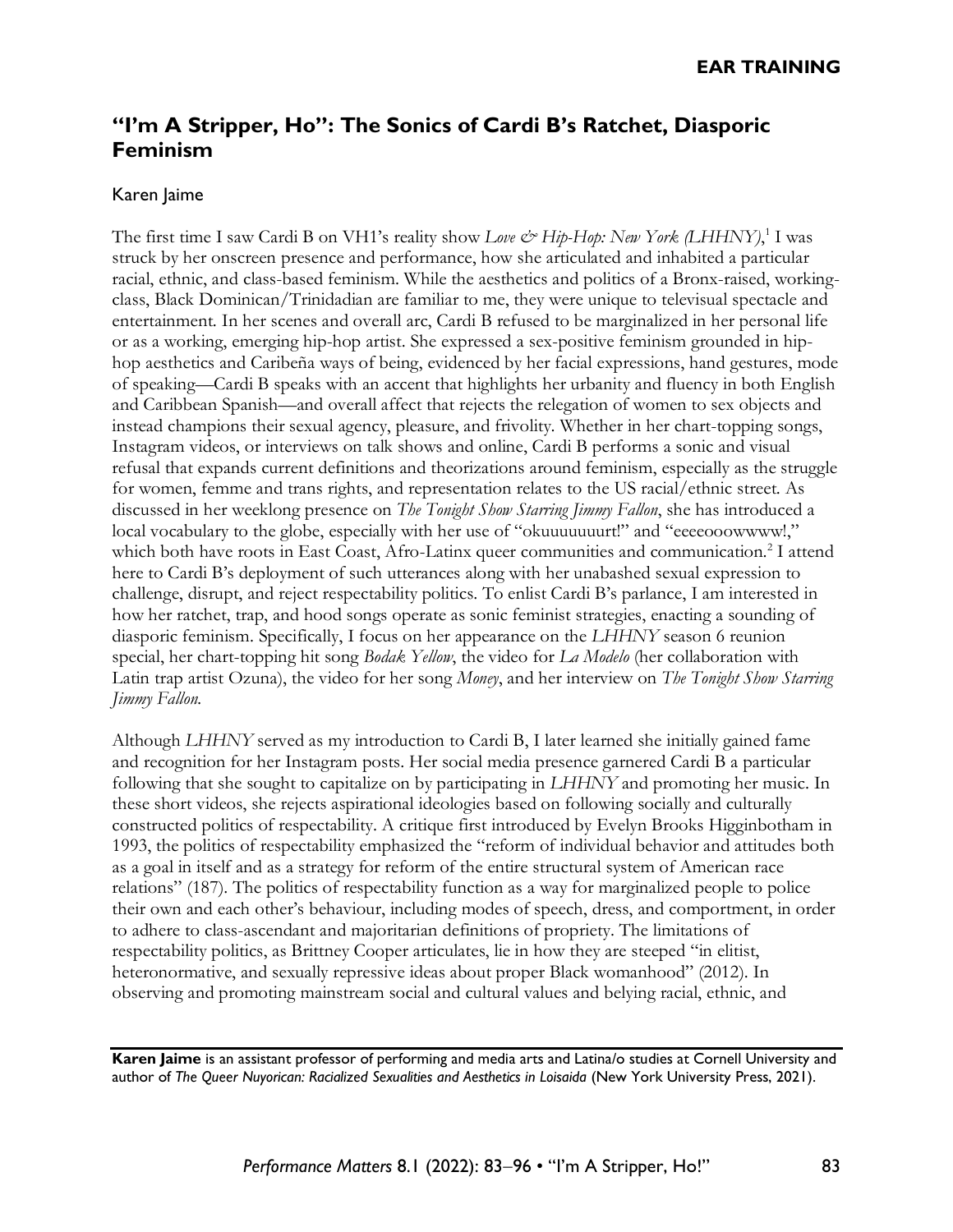**EAR TRAINING**

# "I'm A Stripper, Ho": The Sonics of Cardi B's Ratchet, Diasporic Feminism

Karen Jaime

The first time I saw Cardi B on VH1's reality show *Love & Hip-Hop: New York (LHHNY)*,[1] I was struck by her onscreen presence and performance, how she articulated and inhabited a particular racial, ethnic, and class-based feminism. While the aesthetics and politics of a Bronx-raised, working-class, Black Dominican/Trinidadian are familiar to me, they were unique to televisual spectacle and entertainment. In her scenes and overall arc, Cardi B refused to be marginalized in her personal life or as a working, emerging hip-hop artist. She expressed a sex-positive feminism grounded in hip-hop aesthetics and Caribeña ways of being, evidenced by her facial expressions, hand gestures, mode of speaking—Cardi B speaks with an accent that highlights her urbanity and fluency in both English and Caribbean Spanish—and overall affect that rejects the relegation of women to sex objects and instead champions their sexual agency, pleasure, and frivolity. Whether in her chart-topping songs, Instagram videos, or interviews on talk shows and online, Cardi B performs a sonic and visual refusal that expands current definitions and theorizations around feminism, especially as the struggle for women, femme and trans rights, and representation relates to the US racial/ethnic street. As discussed in her weeklong presence on *The Tonight Show Starring Jimmy Fallon*, she has introduced a local vocabulary to the globe, especially with her use of "okuuuuuuurt!" and "eeeeooowwww!," which both have roots in East Coast, Afro-Latinx queer communities and communication.[2] I attend here to Cardi B's deployment of such utterances along with her unabashed sexual expression to challenge, disrupt, and reject respectability politics. To enlist Cardi B's parlance, I am interested in how her ratchet, trap, and hood songs operate as sonic feminist strategies, enacting a sounding of diasporic feminism. Specifically, I focus on her appearance on the *LHHNY* season 6 reunion special, her chart-topping hit song *Bodak Yellow*, the video for *La Modelo* (her collaboration with Latin trap artist Ozuna), the video for her song *Money*, and her interview on *The Tonight Show Starring Jimmy Fallon*.

Although *LHHNY* served as my introduction to Cardi B, I later learned she initially gained fame and recognition for her Instagram posts. Her social media presence garnered Cardi B a particular following that she sought to capitalize on by participating in *LHHNY* and promoting her music. In these short videos, she rejects aspirational ideologies based on following socially and culturally constructed politics of respectability. A critique first introduced by Evelyn Brooks Higginbotham in 1993, the politics of respectability emphasized the "reform of individual behavior and attitudes both as a goal in itself and as a strategy for reform of the entire structural system of American race relations" (187). The politics of respectability function as a way for marginalized people to police their own and each other's behaviour, including modes of speech, dress, and comportment, in order to adhere to class-ascendant and majoritarian definitions of propriety. The limitations of respectability politics, as Brittney Cooper articulates, lie in how they are steeped "in elitist, heteronormative, and sexually repressive ideas about proper Black womanhood" (2012). In observing and promoting mainstream social and cultural values and belying racial, ethnic, and

---

**Karen Jaime** is an assistant professor of performing and media arts and Latina/o studies at Cornell University and author of *The Queer Nuyorican: Racialized Sexualities and Aesthetics in Loisaida* (New York University Press, 2021).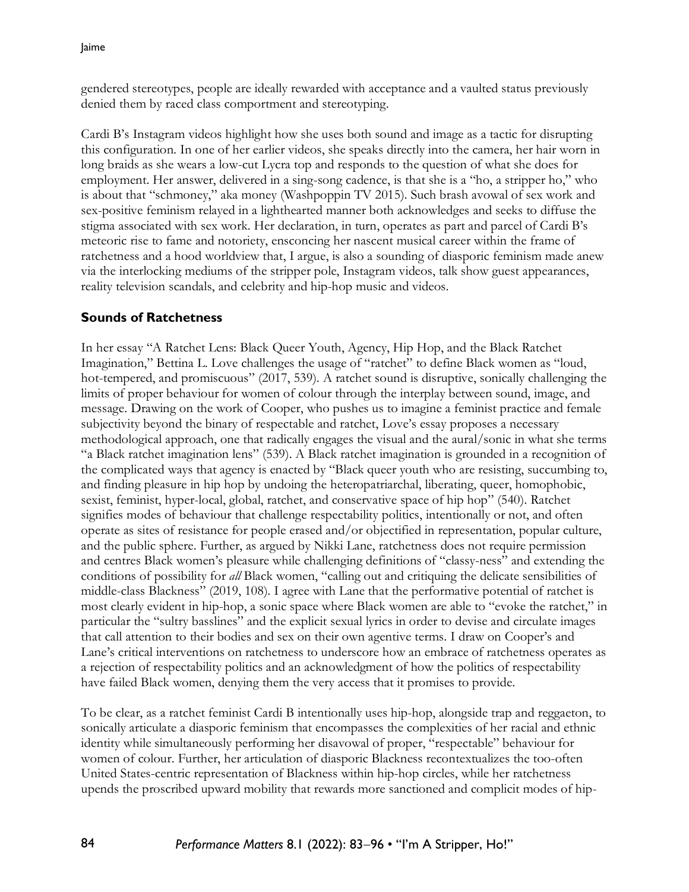gendered stereotypes, people are ideally rewarded with acceptance and a vaulted status previously denied them by raced class comportment and stereotyping.

Cardi B's Instagram videos highlight how she uses both sound and image as a tactic for disrupting this configuration. In one of her earlier videos, she speaks directly into the camera, her hair worn in long braids as she wears a low-cut Lycra top and responds to the question of what she does for employment. Her answer, delivered in a sing-song cadence, is that she is a "ho, a stripper ho," who is about that "schmoney," aka money (Washpoppin TV 2015). Such brash avowal of sex work and sex-positive feminism relayed in a lighthearted manner both acknowledges and seeks to diffuse the stigma associated with sex work. Her declaration, in turn, operates as part and parcel of Cardi B's meteoric rise to fame and notoriety, ensconcing her nascent musical career within the frame of ratchetness and a hood worldview that, I argue, is also a sounding of diasporic feminism made anew via the interlocking mediums of the stripper pole, Instagram videos, talk show guest appearances, reality television scandals, and celebrity and hip-hop music and videos.

## Sounds of Ratchetness

In her essay "A Ratchet Lens: Black Queer Youth, Agency, Hip Hop, and the Black Ratchet Imagination," Bettina L. Love challenges the usage of "ratchet" to define Black women as "loud, hot-tempered, and promiscuous" (2017, 539). A ratchet sound is disruptive, sonically challenging the limits of proper behaviour for women of colour through the interplay between sound, image, and message. Drawing on the work of Cooper, who pushes us to imagine a feminist practice and female subjectivity beyond the binary of respectable and ratchet, Love's essay proposes a necessary methodological approach, one that radically engages the visual and the aural/sonic in what she terms "a Black ratchet imagination lens" (539). A Black ratchet imagination is grounded in a recognition of the complicated ways that agency is enacted by "Black queer youth who are resisting, succumbing to, and finding pleasure in hip hop by undoing the heteropatriarchal, liberating, queer, homophobic, sexist, feminist, hyper-local, global, ratchet, and conservative space of hip hop" (540). Ratchet signifies modes of behaviour that challenge respectability politics, intentionally or not, and often operate as sites of resistance for people erased and/or objectified in representation, popular culture, and the public sphere. Further, as argued by Nikki Lane, ratchetness does not require permission and centres Black women's pleasure while challenging definitions of "classy-ness" and extending the conditions of possibility for *all* Black women, "calling out and critiquing the delicate sensibilities of middle-class Blackness" (2019, 108). I agree with Lane that the performative potential of ratchet is most clearly evident in hip-hop, a sonic space where Black women are able to "evoke the ratchet," in particular the "sultry basslines" and the explicit sexual lyrics in order to devise and circulate images that call attention to their bodies and sex on their own agentive terms. I draw on Cooper's and Lane's critical interventions on ratchetness to underscore how an embrace of ratchetness operates as a rejection of respectability politics and an acknowledgment of how the politics of respectability have failed Black women, denying them the very access that it promises to provide.

To be clear, as a ratchet feminist Cardi B intentionally uses hip-hop, alongside trap and reggaeton, to sonically articulate a diasporic feminism that encompasses the complexities of her racial and ethnic identity while simultaneously performing her disavowal of proper, "respectable" behaviour for women of colour. Further, her articulation of diasporic Blackness recontextualizes the too-often United States-centric representation of Blackness within hip-hop circles, while her ratchetness upends the proscribed upward mobility that rewards more sanctioned and complicit modes of hip-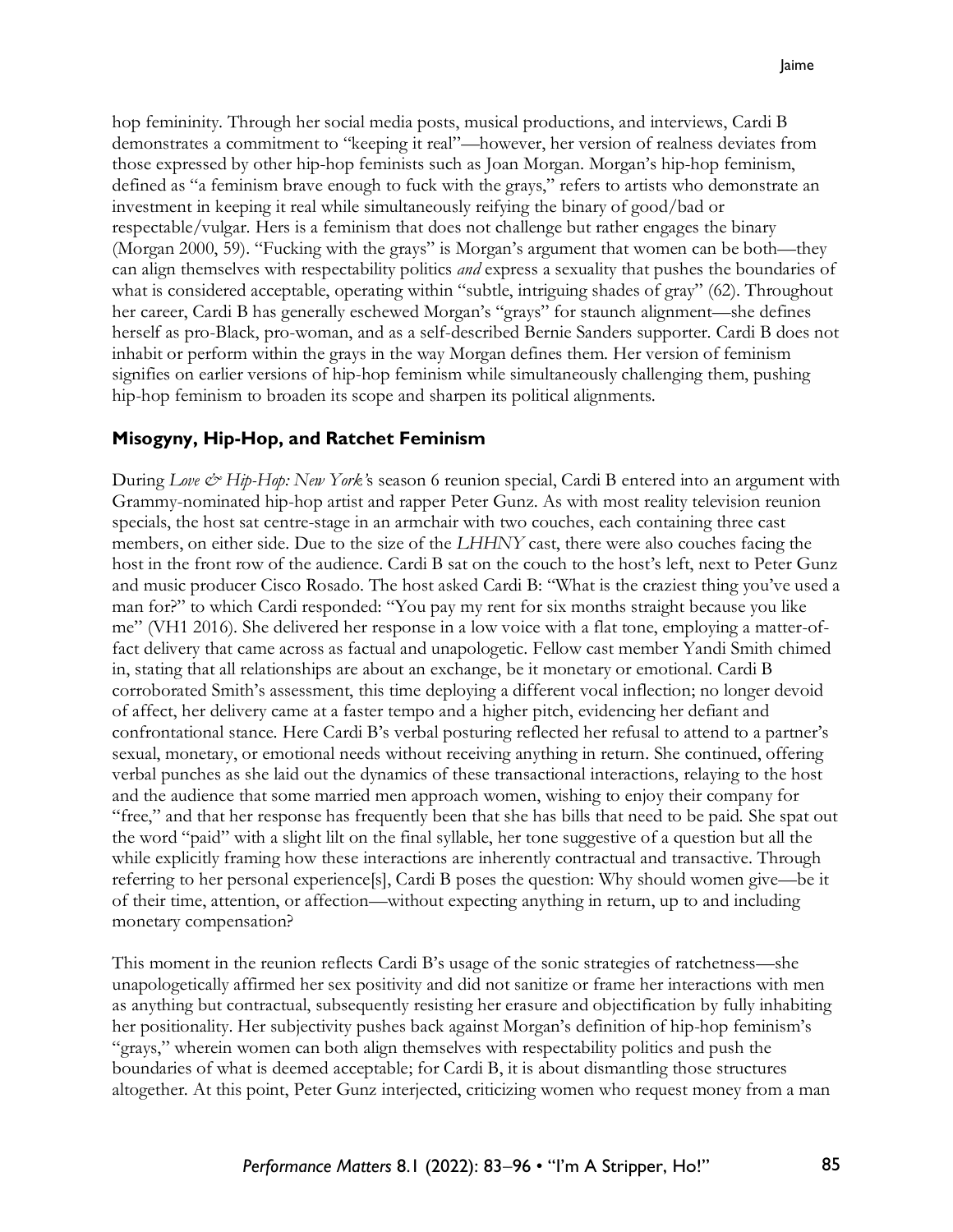hop femininity. Through her social media posts, musical productions, and interviews, Cardi B demonstrates a commitment to "keeping it real"—however, her version of realness deviates from those expressed by other hip-hop feminists such as Joan Morgan. Morgan's hip-hop feminism, defined as "a feminism brave enough to fuck with the grays," refers to artists who demonstrate an investment in keeping it real while simultaneously reifying the binary of good/bad or respectable/vulgar. Hers is a feminism that does not challenge but rather engages the binary (Morgan 2000, 59). "Fucking with the grays" is Morgan's argument that women can be both—they can align themselves with respectability politics *and* express a sexuality that pushes the boundaries of what is considered acceptable, operating within "subtle, intriguing shades of gray" (62). Throughout her career, Cardi B has generally eschewed Morgan's "grays" for staunch alignment—she defines herself as pro-Black, pro-woman, and as a self-described Bernie Sanders supporter. Cardi B does not inhabit or perform within the grays in the way Morgan defines them. Her version of feminism signifies on earlier versions of hip-hop feminism while simultaneously challenging them, pushing hip-hop feminism to broaden its scope and sharpen its political alignments.

## Misogyny, Hip-Hop, and Ratchet Feminism

During *Love & Hip-Hop: New York*'s season 6 reunion special, Cardi B entered into an argument with Grammy-nominated hip-hop artist and rapper Peter Gunz. As with most reality television reunion specials, the host sat centre-stage in an armchair with two couches, each containing three cast members, on either side. Due to the size of the *LHHNY* cast, there were also couches facing the host in the front row of the audience. Cardi B sat on the couch to the host's left, next to Peter Gunz and music producer Cisco Rosado. The host asked Cardi B: "What is the craziest thing you've used a man for?" to which Cardi responded: "You pay my rent for six months straight because you like me" (VH1 2016). She delivered her response in a low voice with a flat tone, employing a matter-of-fact delivery that came across as factual and unapologetic. Fellow cast member Yandi Smith chimed in, stating that all relationships are about an exchange, be it monetary or emotional. Cardi B corroborated Smith's assessment, this time deploying a different vocal inflection; no longer devoid of affect, her delivery came at a faster tempo and a higher pitch, evidencing her defiant and confrontational stance. Here Cardi B's verbal posturing reflected her refusal to attend to a partner's sexual, monetary, or emotional needs without receiving anything in return. She continued, offering verbal punches as she laid out the dynamics of these transactional interactions, relaying to the host and the audience that some married men approach women, wishing to enjoy their company for "free," and that her response has frequently been that she has bills that need to be paid. She spat out the word "paid" with a slight lilt on the final syllable, her tone suggestive of a question but all the while explicitly framing how these interactions are inherently contractual and transactive. Through referring to her personal experience[s], Cardi B poses the question: Why should women give—be it of their time, attention, or affection—without expecting anything in return, up to and including monetary compensation?

This moment in the reunion reflects Cardi B's usage of the sonic strategies of ratchetness—she unapologetically affirmed her sex positivity and did not sanitize or frame her interactions with men as anything but contractual, subsequently resisting her erasure and objectification by fully inhabiting her positionality. Her subjectivity pushes back against Morgan's definition of hip-hop feminism's "grays," wherein women can both align themselves with respectability politics and push the boundaries of what is deemed acceptable; for Cardi B, it is about dismantling those structures altogether. At this point, Peter Gunz interjected, criticizing women who request money from a man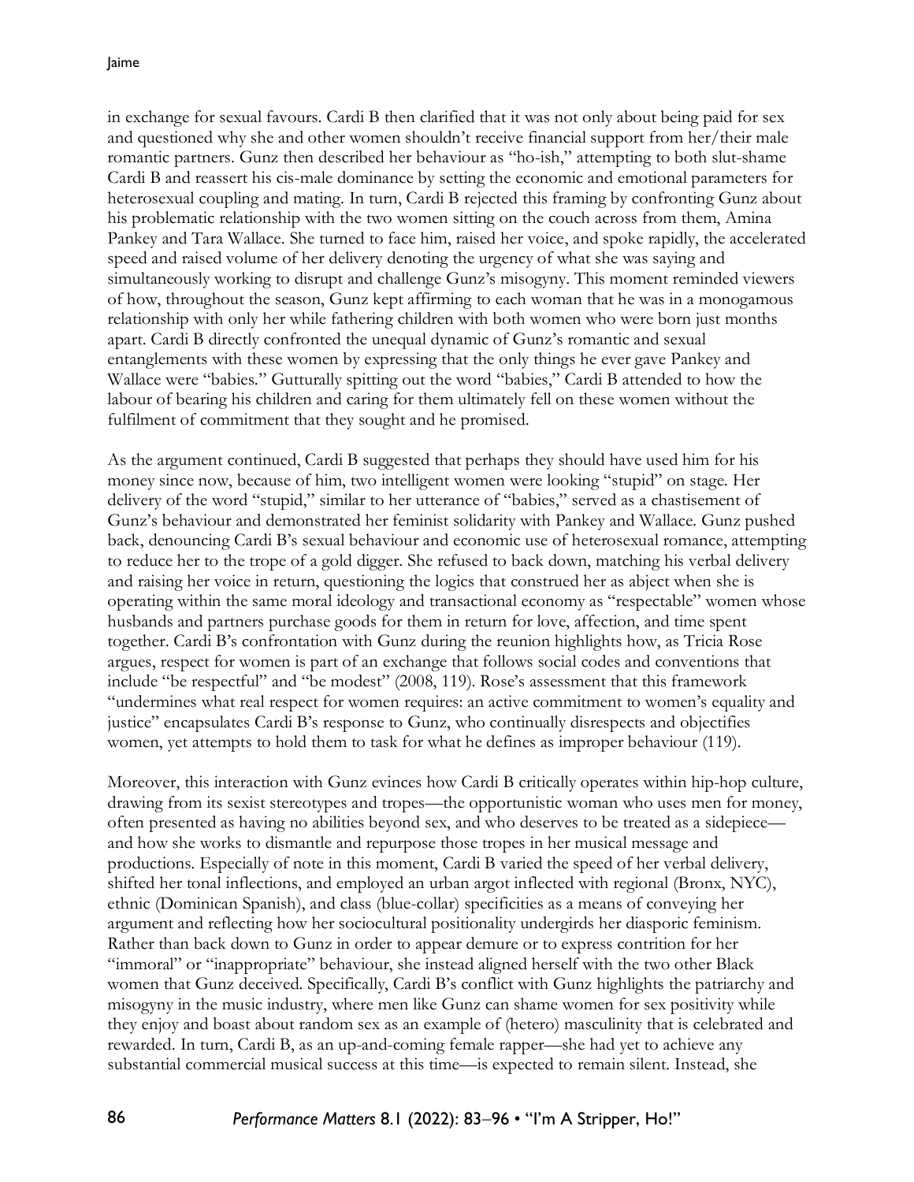in exchange for sexual favours. Cardi B then clarified that it was not only about being paid for sex and questioned why she and other women shouldn't receive financial support from her/their male romantic partners. Gunz then described her behaviour as "ho-ish," attempting to both slut-shame Cardi B and reassert his cis-male dominance by setting the economic and emotional parameters for heterosexual coupling and mating. In turn, Cardi B rejected this framing by confronting Gunz about his problematic relationship with the two women sitting on the couch across from them, Amina Pankey and Tara Wallace. She turned to face him, raised her voice, and spoke rapidly, the accelerated speed and raised volume of her delivery denoting the urgency of what she was saying and simultaneously working to disrupt and challenge Gunz's misogyny. This moment reminded viewers of how, throughout the season, Gunz kept affirming to each woman that he was in a monogamous relationship with only her while fathering children with both women who were born just months apart. Cardi B directly confronted the unequal dynamic of Gunz's romantic and sexual entanglements with these women by expressing that the only things he ever gave Pankey and Wallace were "babies." Gutturally spitting out the word "babies," Cardi B attended to how the labour of bearing his children and caring for them ultimately fell on these women without the fulfilment of commitment that they sought and he promised.

As the argument continued, Cardi B suggested that perhaps they should have used him for his money since now, because of him, two intelligent women were looking "stupid" on stage. Her delivery of the word "stupid," similar to her utterance of "babies," served as a chastisement of Gunz's behaviour and demonstrated her feminist solidarity with Pankey and Wallace. Gunz pushed back, denouncing Cardi B's sexual behaviour and economic use of heterosexual romance, attempting to reduce her to the trope of a gold digger. She refused to back down, matching his verbal delivery and raising her voice in return, questioning the logics that construed her as abject when she is operating within the same moral ideology and transactional economy as "respectable" women whose husbands and partners purchase goods for them in return for love, affection, and time spent together. Cardi B's confrontation with Gunz during the reunion highlights how, as Tricia Rose argues, respect for women is part of an exchange that follows social codes and conventions that include "be respectful" and "be modest" (2008, 119). Rose's assessment that this framework "undermines what real respect for women requires: an active commitment to women's equality and justice" encapsulates Cardi B's response to Gunz, who continually disrespects and objectifies women, yet attempts to hold them to task for what he defines as improper behaviour (119).

Moreover, this interaction with Gunz evinces how Cardi B critically operates within hip-hop culture, drawing from its sexist stereotypes and tropes—the opportunistic woman who uses men for money, often presented as having no abilities beyond sex, and who deserves to be treated as a sidepiece—and how she works to dismantle and repurpose those tropes in her musical message and productions. Especially of note in this moment, Cardi B varied the speed of her verbal delivery, shifted her tonal inflections, and employed an urban argot inflected with regional (Bronx, NYC), ethnic (Dominican Spanish), and class (blue-collar) specificities as a means of conveying her argument and reflecting how her sociocultural positionality undergirds her diasporic feminism. Rather than back down to Gunz in order to appear demure or to express contrition for her "immoral" or "inappropriate" behaviour, she instead aligned herself with the two other Black women that Gunz deceived. Specifically, Cardi B's conflict with Gunz highlights the patriarchy and misogyny in the music industry, where men like Gunz can shame women for sex positivity while they enjoy and boast about random sex as an example of (hetero) masculinity that is celebrated and rewarded. In turn, Cardi B, as an up-and-coming female rapper—she had yet to achieve any substantial commercial musical success at this time—is expected to remain silent. Instead, she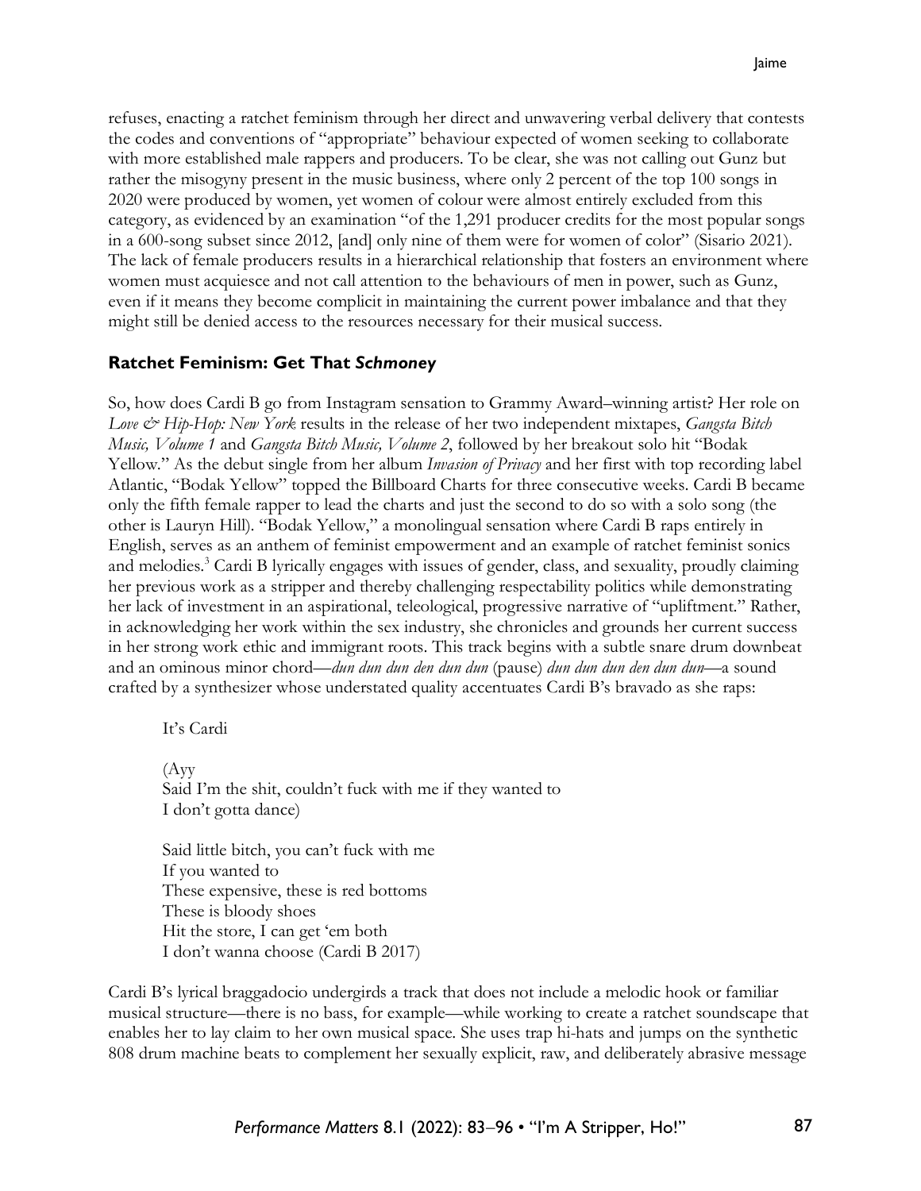refuses, enacting a ratchet feminism through her direct and unwavering verbal delivery that contests the codes and conventions of "appropriate" behaviour expected of women seeking to collaborate with more established male rappers and producers. To be clear, she was not calling out Gunz but rather the misogyny present in the music business, where only 2 percent of the top 100 songs in 2020 were produced by women, yet women of colour were almost entirely excluded from this category, as evidenced by an examination "of the 1,291 producer credits for the most popular songs in a 600-song subset since 2012, [and] only nine of them were for women of color" (Sisario 2021). The lack of female producers results in a hierarchical relationship that fosters an environment where women must acquiesce and not call attention to the behaviours of men in power, such as Gunz, even if it means they become complicit in maintaining the current power imbalance and that they might still be denied access to the resources necessary for their musical success.

## Ratchet Feminism: Get That *Schmoney*

So, how does Cardi B go from Instagram sensation to Grammy Award–winning artist? Her role on *Love & Hip-Hop: New York* results in the release of her two independent mixtapes, *Gangsta Bitch Music, Volume 1* and *Gangsta Bitch Music, Volume 2*, followed by her breakout solo hit "Bodak Yellow." As the debut single from her album *Invasion of Privacy* and her first with top recording label Atlantic, "Bodak Yellow" topped the Billboard Charts for three consecutive weeks. Cardi B became only the fifth female rapper to lead the charts and just the second to do so with a solo song (the other is Lauryn Hill). "Bodak Yellow," a monolingual sensation where Cardi B raps entirely in English, serves as an anthem of feminist empowerment and an example of ratchet feminist sonics and melodies.[3] Cardi B lyrically engages with issues of gender, class, and sexuality, proudly claiming her previous work as a stripper and thereby challenging respectability politics while demonstrating her lack of investment in an aspirational, teleological, progressive narrative of "upliftment." Rather, in acknowledging her work within the sex industry, she chronicles and grounds her current success in her strong work ethic and immigrant roots. This track begins with a subtle snare drum downbeat and an ominous minor chord—*dun dun dun den dun dun* (pause) *dun dun dun den dun dun*—a sound crafted by a synthesizer whose understated quality accentuates Cardi B's bravado as she raps:

> It's Cardi
>
> (Ayy
> Said I'm the shit, couldn't fuck with me if they wanted to
> I don't gotta dance)
>
> Said little bitch, you can't fuck with me
> If you wanted to
> These expensive, these is red bottoms
> These is bloody shoes
> Hit the store, I can get 'em both
> I don't wanna choose (Cardi B 2017)

Cardi B's lyrical braggadocio undergirds a track that does not include a melodic hook or familiar musical structure—there is no bass, for example—while working to create a ratchet soundscape that enables her to lay claim to her own musical space. She uses trap hi-hats and jumps on the synthetic 808 drum machine beats to complement her sexually explicit, raw, and deliberately abrasive message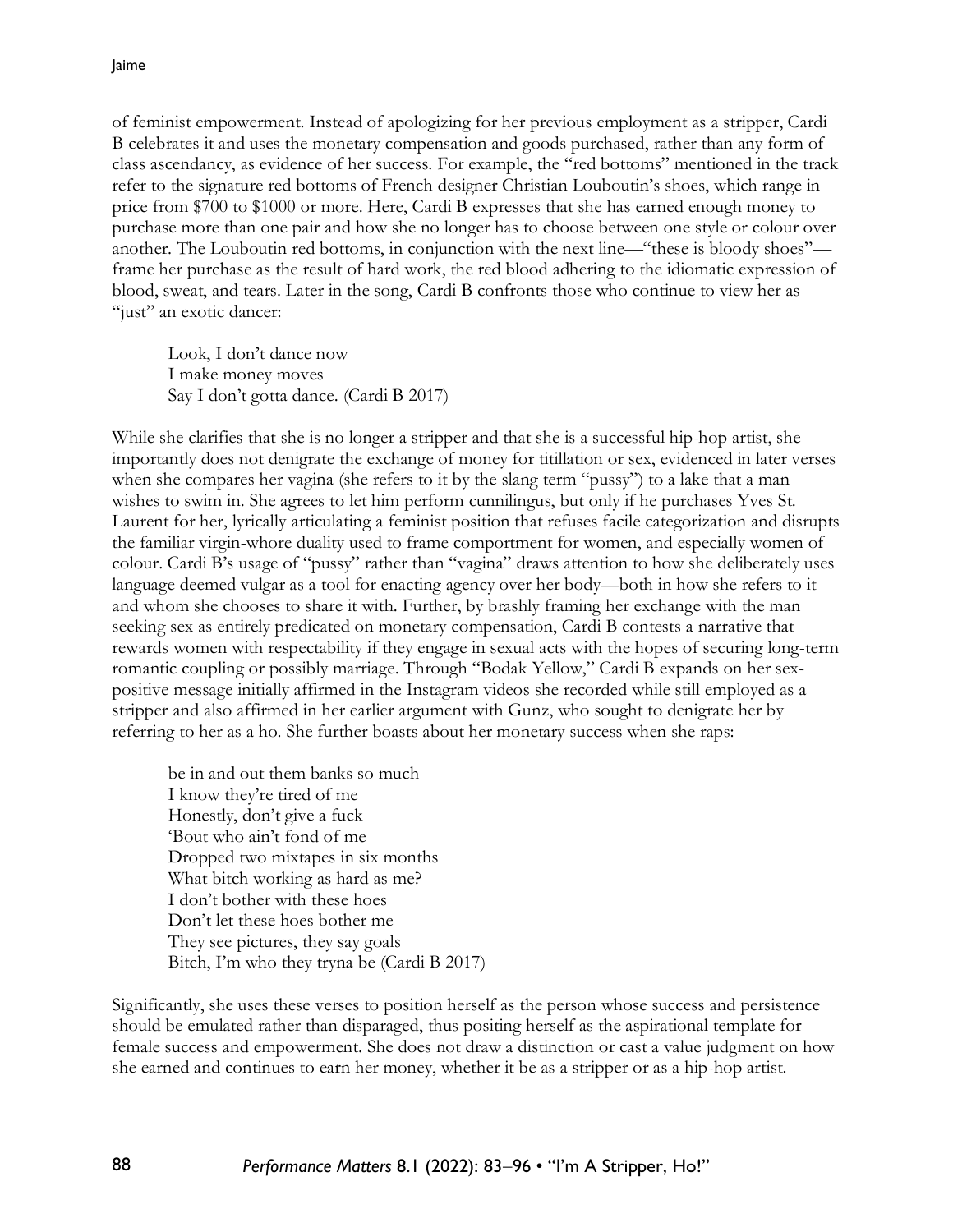of feminist empowerment. Instead of apologizing for her previous employment as a stripper, Cardi B celebrates it and uses the monetary compensation and goods purchased, rather than any form of class ascendancy, as evidence of her success. For example, the "red bottoms" mentioned in the track refer to the signature red bottoms of French designer Christian Louboutin's shoes, which range in price from $700 to $1000 or more. Here, Cardi B expresses that she has earned enough money to purchase more than one pair and how she no longer has to choose between one style or colour over another. The Louboutin red bottoms, in conjunction with the next line—"these is bloody shoes"—frame her purchase as the result of hard work, the red blood adhering to the idiomatic expression of blood, sweat, and tears. Later in the song, Cardi B confronts those who continue to view her as "just" an exotic dancer:

> Look, I don't dance now
> I make money moves
> Say I don't gotta dance. (Cardi B 2017)

While she clarifies that she is no longer a stripper and that she is a successful hip-hop artist, she importantly does not denigrate the exchange of money for titillation or sex, evidenced in later verses when she compares her vagina (she refers to it by the slang term "pussy") to a lake that a man wishes to swim in. She agrees to let him perform cunnilingus, but only if he purchases Yves St. Laurent for her, lyrically articulating a feminist position that refuses facile categorization and disrupts the familiar virgin-whore duality used to frame comportment for women, and especially women of colour. Cardi B's usage of "pussy" rather than "vagina" draws attention to how she deliberately uses language deemed vulgar as a tool for enacting agency over her body—both in how she refers to it and whom she chooses to share it with. Further, by brashly framing her exchange with the man seeking sex as entirely predicated on monetary compensation, Cardi B contests a narrative that rewards women with respectability if they engage in sexual acts with the hopes of securing long-term romantic coupling or possibly marriage. Through "Bodak Yellow," Cardi B expands on her sex-positive message initially affirmed in the Instagram videos she recorded while still employed as a stripper and also affirmed in her earlier argument with Gunz, who sought to denigrate her by referring to her as a ho. She further boasts about her monetary success when she raps:

> be in and out them banks so much
> I know they're tired of me
> Honestly, don't give a fuck
> 'Bout who ain't fond of me
> Dropped two mixtapes in six months
> What bitch working as hard as me?
> I don't bother with these hoes
> Don't let these hoes bother me
> They see pictures, they say goals
> Bitch, I'm who they tryna be (Cardi B 2017)

Significantly, she uses these verses to position herself as the person whose success and persistence should be emulated rather than disparaged, thus positing herself as the aspirational template for female success and empowerment. She does not draw a distinction or cast a value judgment on how she earned and continues to earn her money, whether it be as a stripper or as a hip-hop artist.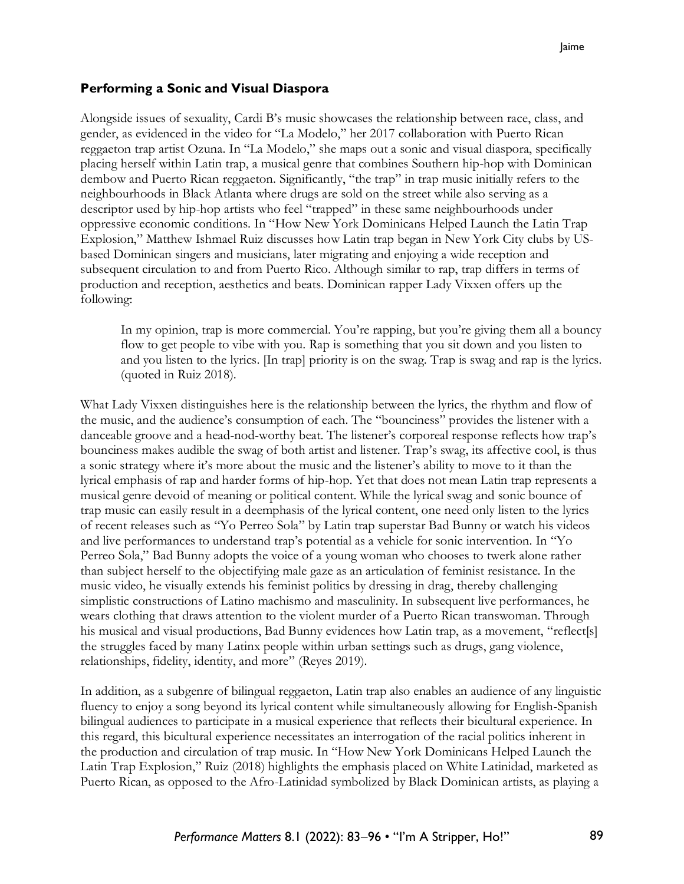### Performing a Sonic and Visual Diaspora

Alongside issues of sexuality, Cardi B's music showcases the relationship between race, class, and gender, as evidenced in the video for "La Modelo," her 2017 collaboration with Puerto Rican reggaeton trap artist Ozuna. In "La Modelo," she maps out a sonic and visual diaspora, specifically placing herself within Latin trap, a musical genre that combines Southern hip-hop with Dominican dembow and Puerto Rican reggaeton. Significantly, "the trap" in trap music initially refers to the neighbourhoods in Black Atlanta where drugs are sold on the street while also serving as a descriptor used by hip-hop artists who feel "trapped" in these same neighbourhoods under oppressive economic conditions. In "How New York Dominicans Helped Launch the Latin Trap Explosion," Matthew Ishmael Ruiz discusses how Latin trap began in New York City clubs by US-based Dominican singers and musicians, later migrating and enjoying a wide reception and subsequent circulation to and from Puerto Rico. Although similar to rap, trap differs in terms of production and reception, aesthetics and beats. Dominican rapper Lady Vixxen offers up the following:

> In my opinion, trap is more commercial. You're rapping, but you're giving them all a bouncy flow to get people to vibe with you. Rap is something that you sit down and you listen to and you listen to the lyrics. [In trap] priority is on the swag. Trap is swag and rap is the lyrics. (quoted in Ruiz 2018).

What Lady Vixxen distinguishes here is the relationship between the lyrics, the rhythm and flow of the music, and the audience's consumption of each. The "bounciness" provides the listener with a danceable groove and a head-nod-worthy beat. The listener's corporeal response reflects how trap's bounciness makes audible the swag of both artist and listener. Trap's swag, its affective cool, is thus a sonic strategy where it's more about the music and the listener's ability to move to it than the lyrical emphasis of rap and harder forms of hip-hop. Yet that does not mean Latin trap represents a musical genre devoid of meaning or political content. While the lyrical swag and sonic bounce of trap music can easily result in a deemphasis of the lyrical content, one need only listen to the lyrics of recent releases such as "Yo Perreo Sola" by Latin trap superstar Bad Bunny or watch his videos and live performances to understand trap's potential as a vehicle for sonic intervention. In "Yo Perreo Sola," Bad Bunny adopts the voice of a young woman who chooses to twerk alone rather than subject herself to the objectifying male gaze as an articulation of feminist resistance. In the music video, he visually extends his feminist politics by dressing in drag, thereby challenging simplistic constructions of Latino machismo and masculinity. In subsequent live performances, he wears clothing that draws attention to the violent murder of a Puerto Rican transwoman. Through his musical and visual productions, Bad Bunny evidences how Latin trap, as a movement, "reflect[s] the struggles faced by many Latinx people within urban settings such as drugs, gang violence, relationships, fidelity, identity, and more" (Reyes 2019).

In addition, as a subgenre of bilingual reggaeton, Latin trap also enables an audience of any linguistic fluency to enjoy a song beyond its lyrical content while simultaneously allowing for English-Spanish bilingual audiences to participate in a musical experience that reflects their bicultural experience. In this regard, this bicultural experience necessitates an interrogation of the racial politics inherent in the production and circulation of trap music. In "How New York Dominicans Helped Launch the Latin Trap Explosion," Ruiz (2018) highlights the emphasis placed on White Latinidad, marketed as Puerto Rican, as opposed to the Afro-Latinidad symbolized by Black Dominican artists, as playing a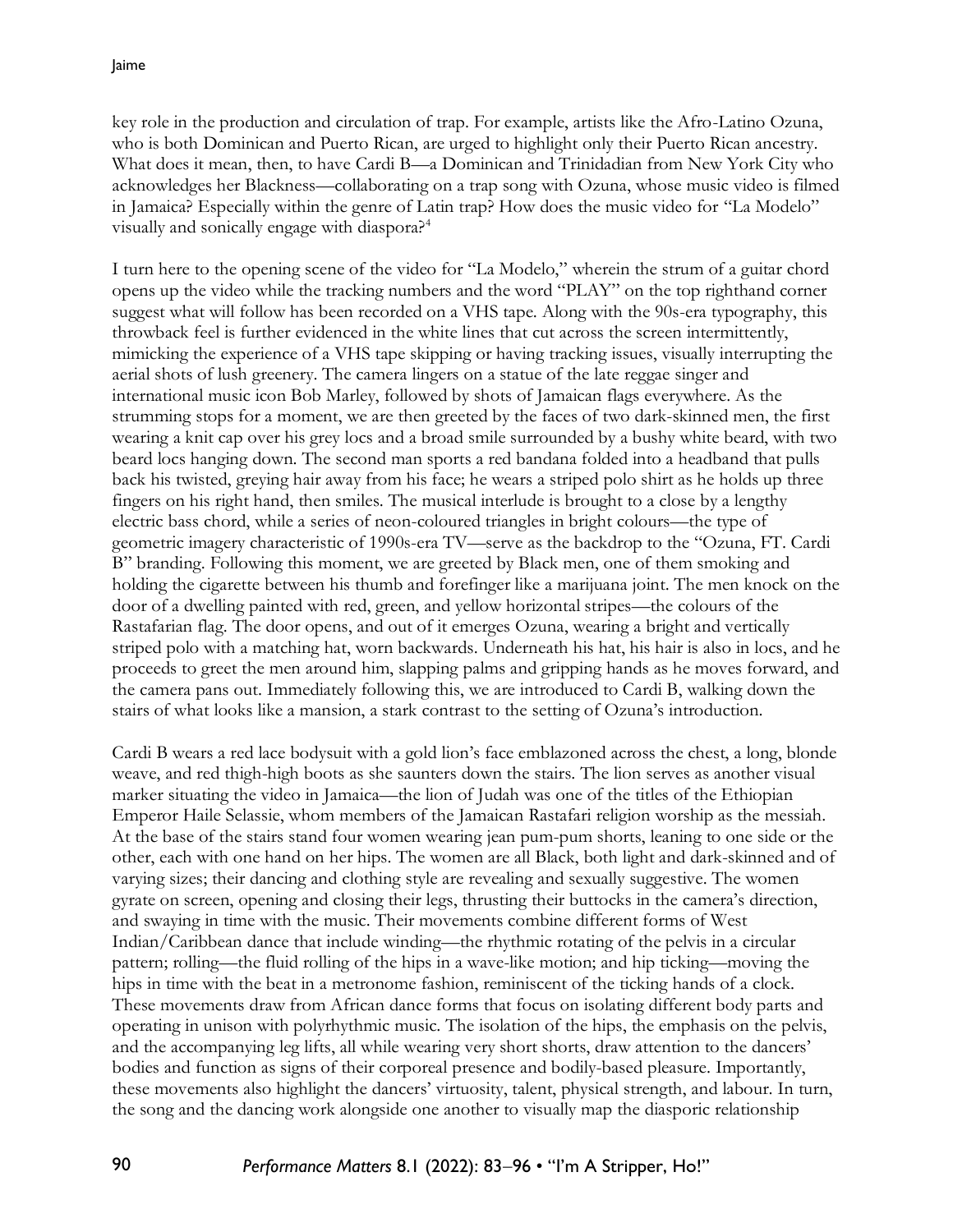key role in the production and circulation of trap. For example, artists like the Afro-Latino Ozuna, who is both Dominican and Puerto Rican, are urged to highlight only their Puerto Rican ancestry. What does it mean, then, to have Cardi B—a Dominican and Trinidadian from New York City who acknowledges her Blackness—collaborating on a trap song with Ozuna, whose music video is filmed in Jamaica? Especially within the genre of Latin trap? How does the music video for "La Modelo" visually and sonically engage with diaspora?[4]

I turn here to the opening scene of the video for "La Modelo," wherein the strum of a guitar chord opens up the video while the tracking numbers and the word "PLAY" on the top righthand corner suggest what will follow has been recorded on a VHS tape. Along with the 90s-era typography, this throwback feel is further evidenced in the white lines that cut across the screen intermittently, mimicking the experience of a VHS tape skipping or having tracking issues, visually interrupting the aerial shots of lush greenery. The camera lingers on a statue of the late reggae singer and international music icon Bob Marley, followed by shots of Jamaican flags everywhere. As the strumming stops for a moment, we are then greeted by the faces of two dark-skinned men, the first wearing a knit cap over his grey locs and a broad smile surrounded by a bushy white beard, with two beard locs hanging down. The second man sports a red bandana folded into a headband that pulls back his twisted, greying hair away from his face; he wears a striped polo shirt as he holds up three fingers on his right hand, then smiles. The musical interlude is brought to a close by a lengthy electric bass chord, while a series of neon-coloured triangles in bright colours—the type of geometric imagery characteristic of 1990s-era TV—serve as the backdrop to the "Ozuna, FT. Cardi B" branding. Following this moment, we are greeted by Black men, one of them smoking and holding the cigarette between his thumb and forefinger like a marijuana joint. The men knock on the door of a dwelling painted with red, green, and yellow horizontal stripes—the colours of the Rastafarian flag. The door opens, and out of it emerges Ozuna, wearing a bright and vertically striped polo with a matching hat, worn backwards. Underneath his hat, his hair is also in locs, and he proceeds to greet the men around him, slapping palms and gripping hands as he moves forward, and the camera pans out. Immediately following this, we are introduced to Cardi B, walking down the stairs of what looks like a mansion, a stark contrast to the setting of Ozuna's introduction.

Cardi B wears a red lace bodysuit with a gold lion's face emblazoned across the chest, a long, blonde weave, and red thigh-high boots as she saunters down the stairs. The lion serves as another visual marker situating the video in Jamaica—the lion of Judah was one of the titles of the Ethiopian Emperor Haile Selassie, whom members of the Jamaican Rastafari religion worship as the messiah. At the base of the stairs stand four women wearing jean pum-pum shorts, leaning to one side or the other, each with one hand on her hips. The women are all Black, both light and dark-skinned and of varying sizes; their dancing and clothing style are revealing and sexually suggestive. The women gyrate on screen, opening and closing their legs, thrusting their buttocks in the camera's direction, and swaying in time with the music. Their movements combine different forms of West Indian/Caribbean dance that include winding—the rhythmic rotating of the pelvis in a circular pattern; rolling—the fluid rolling of the hips in a wave-like motion; and hip ticking—moving the hips in time with the beat in a metronome fashion, reminiscent of the ticking hands of a clock. These movements draw from African dance forms that focus on isolating different body parts and operating in unison with polyrhythmic music. The isolation of the hips, the emphasis on the pelvis, and the accompanying leg lifts, all while wearing very short shorts, draw attention to the dancers' bodies and function as signs of their corporeal presence and bodily-based pleasure. Importantly, these movements also highlight the dancers' virtuosity, talent, physical strength, and labour. In turn, the song and the dancing work alongside one another to visually map the diasporic relationship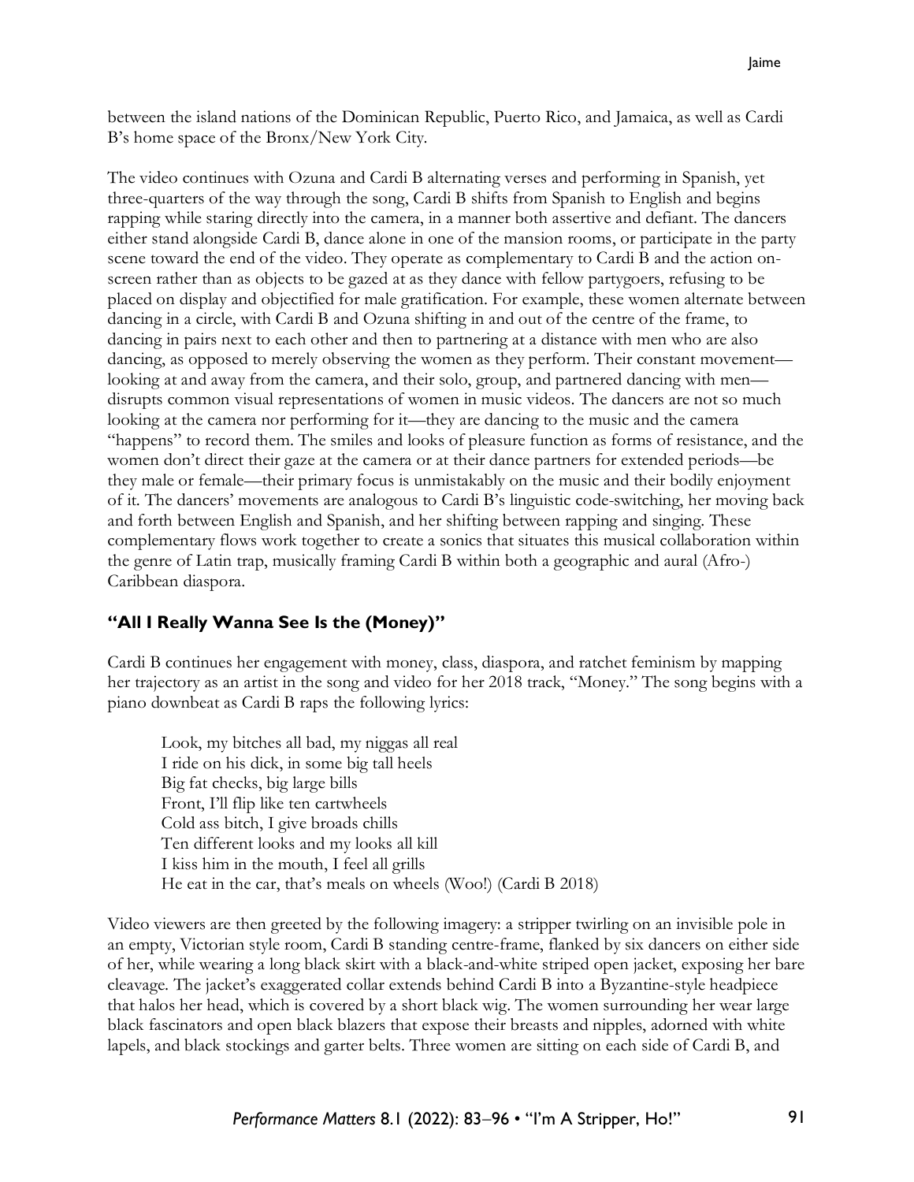between the island nations of the Dominican Republic, Puerto Rico, and Jamaica, as well as Cardi B's home space of the Bronx/New York City.

The video continues with Ozuna and Cardi B alternating verses and performing in Spanish, yet three-quarters of the way through the song, Cardi B shifts from Spanish to English and begins rapping while staring directly into the camera, in a manner both assertive and defiant. The dancers either stand alongside Cardi B, dance alone in one of the mansion rooms, or participate in the party scene toward the end of the video. They operate as complementary to Cardi B and the action on-screen rather than as objects to be gazed at as they dance with fellow partygoers, refusing to be placed on display and objectified for male gratification. For example, these women alternate between dancing in a circle, with Cardi B and Ozuna shifting in and out of the centre of the frame, to dancing in pairs next to each other and then to partnering at a distance with men who are also dancing, as opposed to merely observing the women as they perform. Their constant movement—looking at and away from the camera, and their solo, group, and partnered dancing with men—disrupts common visual representations of women in music videos. The dancers are not so much looking at the camera nor performing for it—they are dancing to the music and the camera "happens" to record them. The smiles and looks of pleasure function as forms of resistance, and the women don't direct their gaze at the camera or at their dance partners for extended periods—be they male or female—their primary focus is unmistakably on the music and their bodily enjoyment of it. The dancers' movements are analogous to Cardi B's linguistic code-switching, her moving back and forth between English and Spanish, and her shifting between rapping and singing. These complementary flows work together to create a sonics that situates this musical collaboration within the genre of Latin trap, musically framing Cardi B within both a geographic and aural (Afro-) Caribbean diaspora.

## "All I Really Wanna See Is the (Money)"

Cardi B continues her engagement with money, class, diaspora, and ratchet feminism by mapping her trajectory as an artist in the song and video for her 2018 track, "Money." The song begins with a piano downbeat as Cardi B raps the following lyrics:

> Look, my bitches all bad, my niggas all real
> I ride on his dick, in some big tall heels
> Big fat checks, big large bills
> Front, I'll flip like ten cartwheels
> Cold ass bitch, I give broads chills
> Ten different looks and my looks all kill
> I kiss him in the mouth, I feel all grills
> He eat in the car, that's meals on wheels (Woo!) (Cardi B 2018)

Video viewers are then greeted by the following imagery: a stripper twirling on an invisible pole in an empty, Victorian style room, Cardi B standing centre-frame, flanked by six dancers on either side of her, while wearing a long black skirt with a black-and-white striped open jacket, exposing her bare cleavage. The jacket's exaggerated collar extends behind Cardi B into a Byzantine-style headpiece that halos her head, which is covered by a short black wig. The women surrounding her wear large black fascinators and open black blazers that expose their breasts and nipples, adorned with white lapels, and black stockings and garter belts. Three women are sitting on each side of Cardi B, and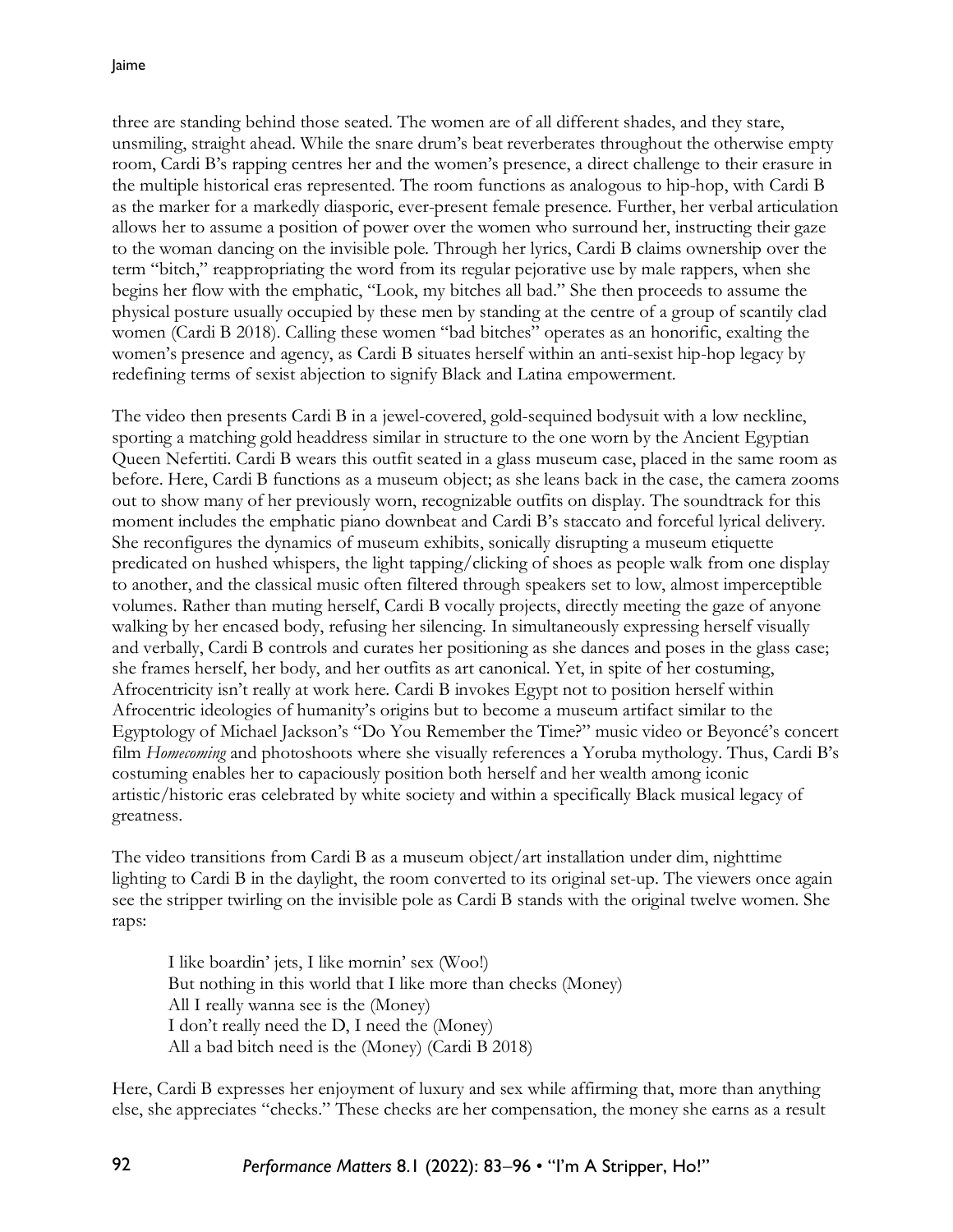three are standing behind those seated. The women are of all different shades, and they stare, unsmiling, straight ahead. While the snare drum's beat reverberates throughout the otherwise empty room, Cardi B's rapping centres her and the women's presence, a direct challenge to their erasure in the multiple historical eras represented. The room functions as analogous to hip-hop, with Cardi B as the marker for a markedly diasporic, ever-present female presence. Further, her verbal articulation allows her to assume a position of power over the women who surround her, instructing their gaze to the woman dancing on the invisible pole. Through her lyrics, Cardi B claims ownership over the term "bitch," reappropriating the word from its regular pejorative use by male rappers, when she begins her flow with the emphatic, "Look, my bitches all bad." She then proceeds to assume the physical posture usually occupied by these men by standing at the centre of a group of scantily clad women (Cardi B 2018). Calling these women "bad bitches" operates as an honorific, exalting the women's presence and agency, as Cardi B situates herself within an anti-sexist hip-hop legacy by redefining terms of sexist abjection to signify Black and Latina empowerment.

The video then presents Cardi B in a jewel-covered, gold-sequined bodysuit with a low neckline, sporting a matching gold headdress similar in structure to the one worn by the Ancient Egyptian Queen Nefertiti. Cardi B wears this outfit seated in a glass museum case, placed in the same room as before. Here, Cardi B functions as a museum object; as she leans back in the case, the camera zooms out to show many of her previously worn, recognizable outfits on display. The soundtrack for this moment includes the emphatic piano downbeat and Cardi B's staccato and forceful lyrical delivery. She reconfigures the dynamics of museum exhibits, sonically disrupting a museum etiquette predicated on hushed whispers, the light tapping/clicking of shoes as people walk from one display to another, and the classical music often filtered through speakers set to low, almost imperceptible volumes. Rather than muting herself, Cardi B vocally projects, directly meeting the gaze of anyone walking by her encased body, refusing her silencing. In simultaneously expressing herself visually and verbally, Cardi B controls and curates her positioning as she dances and poses in the glass case; she frames herself, her body, and her outfits as art canonical. Yet, in spite of her costuming, Afrocentricity isn't really at work here. Cardi B invokes Egypt not to position herself within Afrocentric ideologies of humanity's origins but to become a museum artifact similar to the Egyptology of Michael Jackson's "Do You Remember the Time?" music video or Beyoncé's concert film *Homecoming* and photoshoots where she visually references a Yoruba mythology. Thus, Cardi B's costuming enables her to capaciously position both herself and her wealth among iconic artistic/historic eras celebrated by white society and within a specifically Black musical legacy of greatness.

The video transitions from Cardi B as a museum object/art installation under dim, nighttime lighting to Cardi B in the daylight, the room converted to its original set-up. The viewers once again see the stripper twirling on the invisible pole as Cardi B stands with the original twelve women. She raps:

> I like boardin' jets, I like mornin' sex (Woo!)
> But nothing in this world that I like more than checks (Money)
> All I really wanna see is the (Money)
> I don't really need the D, I need the (Money)
> All a bad bitch need is the (Money) (Cardi B 2018)

Here, Cardi B expresses her enjoyment of luxury and sex while affirming that, more than anything else, she appreciates "checks." These checks are her compensation, the money she earns as a result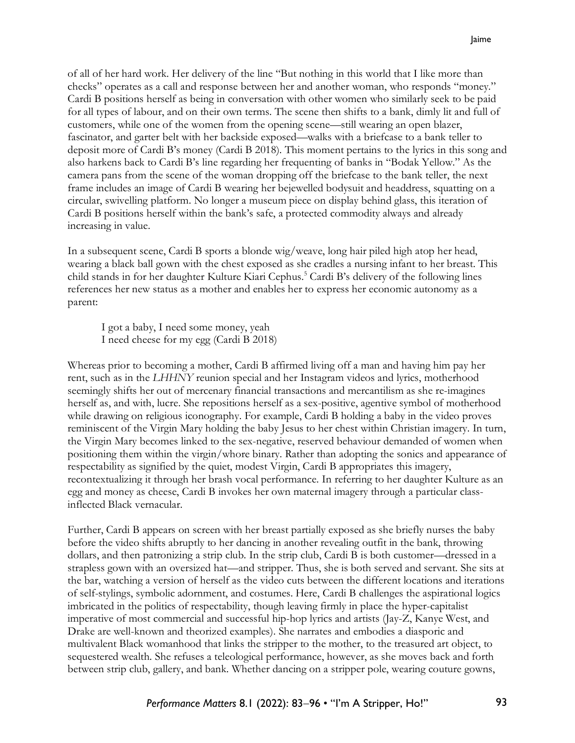of all of her hard work. Her delivery of the line "But nothing in this world that I like more than checks" operates as a call and response between her and another woman, who responds "money." Cardi B positions herself as being in conversation with other women who similarly seek to be paid for all types of labour, and on their own terms. The scene then shifts to a bank, dimly lit and full of customers, while one of the women from the opening scene—still wearing an open blazer, fascinator, and garter belt with her backside exposed—walks with a briefcase to a bank teller to deposit more of Cardi B's money (Cardi B 2018). This moment pertains to the lyrics in this song and also harkens back to Cardi B's line regarding her frequenting of banks in "Bodak Yellow." As the camera pans from the scene of the woman dropping off the briefcase to the bank teller, the next frame includes an image of Cardi B wearing her bejewelled bodysuit and headdress, squatting on a circular, swivelling platform. No longer a museum piece on display behind glass, this iteration of Cardi B positions herself within the bank's safe, a protected commodity always and already increasing in value.

In a subsequent scene, Cardi B sports a blonde wig/weave, long hair piled high atop her head, wearing a black ball gown with the chest exposed as she cradles a nursing infant to her breast. This child stands in for her daughter Kulture Kiari Cephus.[5] Cardi B's delivery of the following lines references her new status as a mother and enables her to express her economic autonomy as a parent:

> I got a baby, I need some money, yeah
> I need cheese for my egg (Cardi B 2018)

Whereas prior to becoming a mother, Cardi B affirmed living off a man and having him pay her rent, such as in the *LHHNY* reunion special and her Instagram videos and lyrics, motherhood seemingly shifts her out of mercenary financial transactions and mercantilism as she re-imagines herself as, and with, lucre. She repositions herself as a sex-positive, agentive symbol of motherhood while drawing on religious iconography. For example, Cardi B holding a baby in the video proves reminiscent of the Virgin Mary holding the baby Jesus to her chest within Christian imagery. In turn, the Virgin Mary becomes linked to the sex-negative, reserved behaviour demanded of women when positioning them within the virgin/whore binary. Rather than adopting the sonics and appearance of respectability as signified by the quiet, modest Virgin, Cardi B appropriates this imagery, recontextualizing it through her brash vocal performance. In referring to her daughter Kulture as an egg and money as cheese, Cardi B invokes her own maternal imagery through a particular class-inflected Black vernacular.

Further, Cardi B appears on screen with her breast partially exposed as she briefly nurses the baby before the video shifts abruptly to her dancing in another revealing outfit in the bank, throwing dollars, and then patronizing a strip club. In the strip club, Cardi B is both customer—dressed in a strapless gown with an oversized hat—and stripper. Thus, she is both served and servant. She sits at the bar, watching a version of herself as the video cuts between the different locations and iterations of self-stylings, symbolic adornment, and costumes. Here, Cardi B challenges the aspirational logics imbricated in the politics of respectability, though leaving firmly in place the hyper-capitalist imperative of most commercial and successful hip-hop lyrics and artists (Jay-Z, Kanye West, and Drake are well-known and theorized examples). She narrates and embodies a diasporic and multivalent Black womanhood that links the stripper to the mother, to the treasured art object, to sequestered wealth. She refuses a teleological performance, however, as she moves back and forth between strip club, gallery, and bank. Whether dancing on a stripper pole, wearing couture gowns,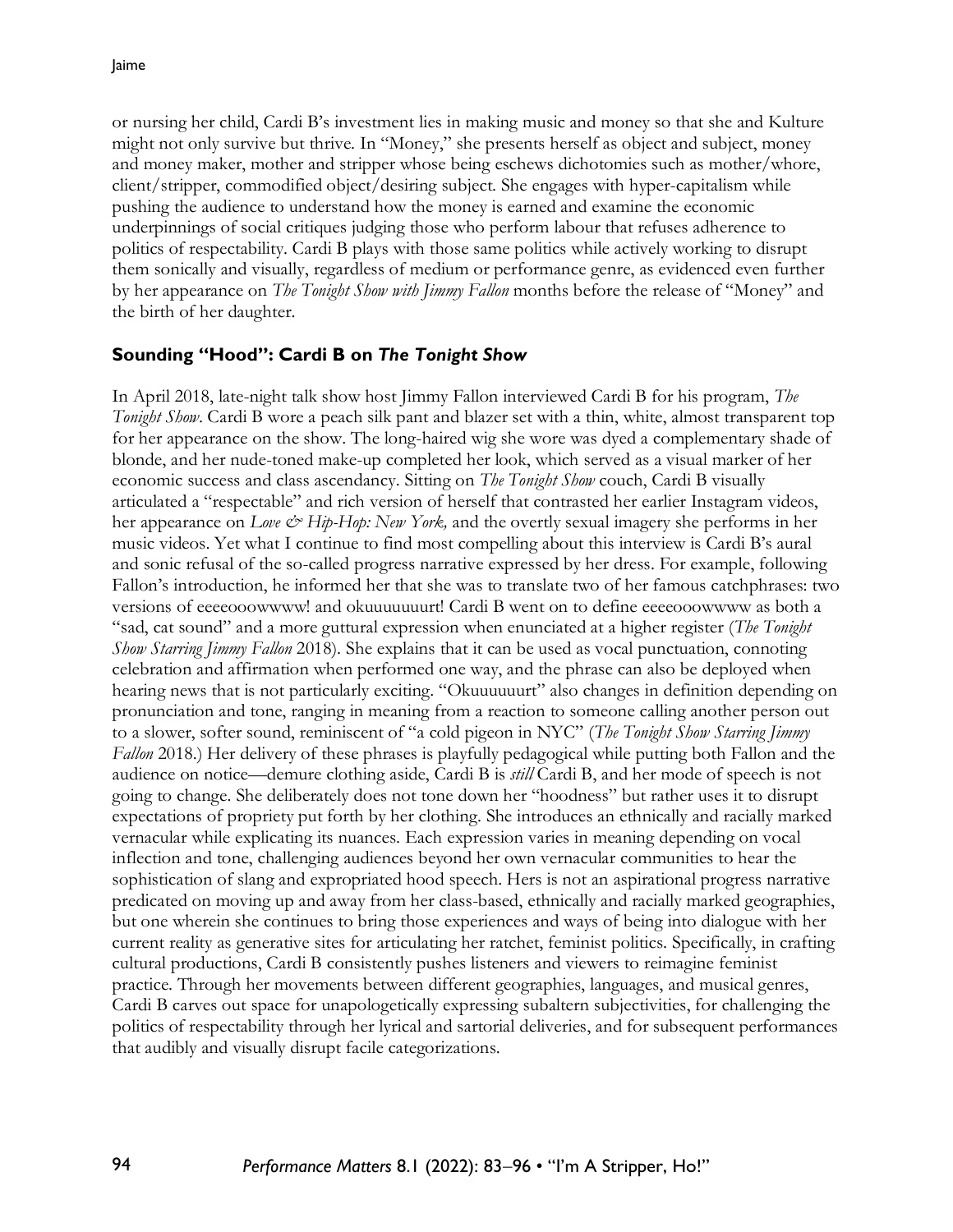or nursing her child, Cardi B's investment lies in making music and money so that she and Kulture might not only survive but thrive. In "Money," she presents herself as object and subject, money and money maker, mother and stripper whose being eschews dichotomies such as mother/whore, client/stripper, commodified object/desiring subject. She engages with hyper-capitalism while pushing the audience to understand how the money is earned and examine the economic underpinnings of social critiques judging those who perform labour that refuses adherence to politics of respectability. Cardi B plays with those same politics while actively working to disrupt them sonically and visually, regardless of medium or performance genre, as evidenced even further by her appearance on *The Tonight Show with Jimmy Fallon* months before the release of "Money" and the birth of her daughter.

## Sounding "Hood": Cardi B on *The Tonight Show*

In April 2018, late-night talk show host Jimmy Fallon interviewed Cardi B for his program, *The Tonight Show*. Cardi B wore a peach silk pant and blazer set with a thin, white, almost transparent top for her appearance on the show. The long-haired wig she wore was dyed a complementary shade of blonde, and her nude-toned make-up completed her look, which served as a visual marker of her economic success and class ascendancy. Sitting on *The Tonight Show* couch, Cardi B visually articulated a "respectable" and rich version of herself that contrasted her earlier Instagram videos, her appearance on *Love & Hip-Hop: New York,* and the overtly sexual imagery she performs in her music videos. Yet what I continue to find most compelling about this interview is Cardi B's aural and sonic refusal of the so-called progress narrative expressed by her dress. For example, following Fallon's introduction, he informed her that she was to translate two of her famous catchphrases: two versions of eeeeooowwww! and okuuuuuuurt! Cardi B went on to define eeeeooowwww as both a "sad, cat sound" and a more guttural expression when enunciated at a higher register (*The Tonight Show Starring Jimmy Fallon* 2018). She explains that it can be used as vocal punctuation, connoting celebration and affirmation when performed one way, and the phrase can also be deployed when hearing news that is not particularly exciting. "Okuuuuuurt" also changes in definition depending on pronunciation and tone, ranging in meaning from a reaction to someone calling another person out to a slower, softer sound, reminiscent of "a cold pigeon in NYC" (*The Tonight Show Starring Jimmy Fallon* 2018.) Her delivery of these phrases is playfully pedagogical while putting both Fallon and the audience on notice—demure clothing aside, Cardi B is *still* Cardi B, and her mode of speech is not going to change. She deliberately does not tone down her "hoodness" but rather uses it to disrupt expectations of propriety put forth by her clothing. She introduces an ethnically and racially marked vernacular while explicating its nuances. Each expression varies in meaning depending on vocal inflection and tone, challenging audiences beyond her own vernacular communities to hear the sophistication of slang and expropriated hood speech. Hers is not an aspirational progress narrative predicated on moving up and away from her class-based, ethnically and racially marked geographies, but one wherein she continues to bring those experiences and ways of being into dialogue with her current reality as generative sites for articulating her ratchet, feminist politics. Specifically, in crafting cultural productions, Cardi B consistently pushes listeners and viewers to reimagine feminist practice. Through her movements between different geographies, languages, and musical genres, Cardi B carves out space for unapologetically expressing subaltern subjectivities, for challenging the politics of respectability through her lyrical and sartorial deliveries, and for subsequent performances that audibly and visually disrupt facile categorizations.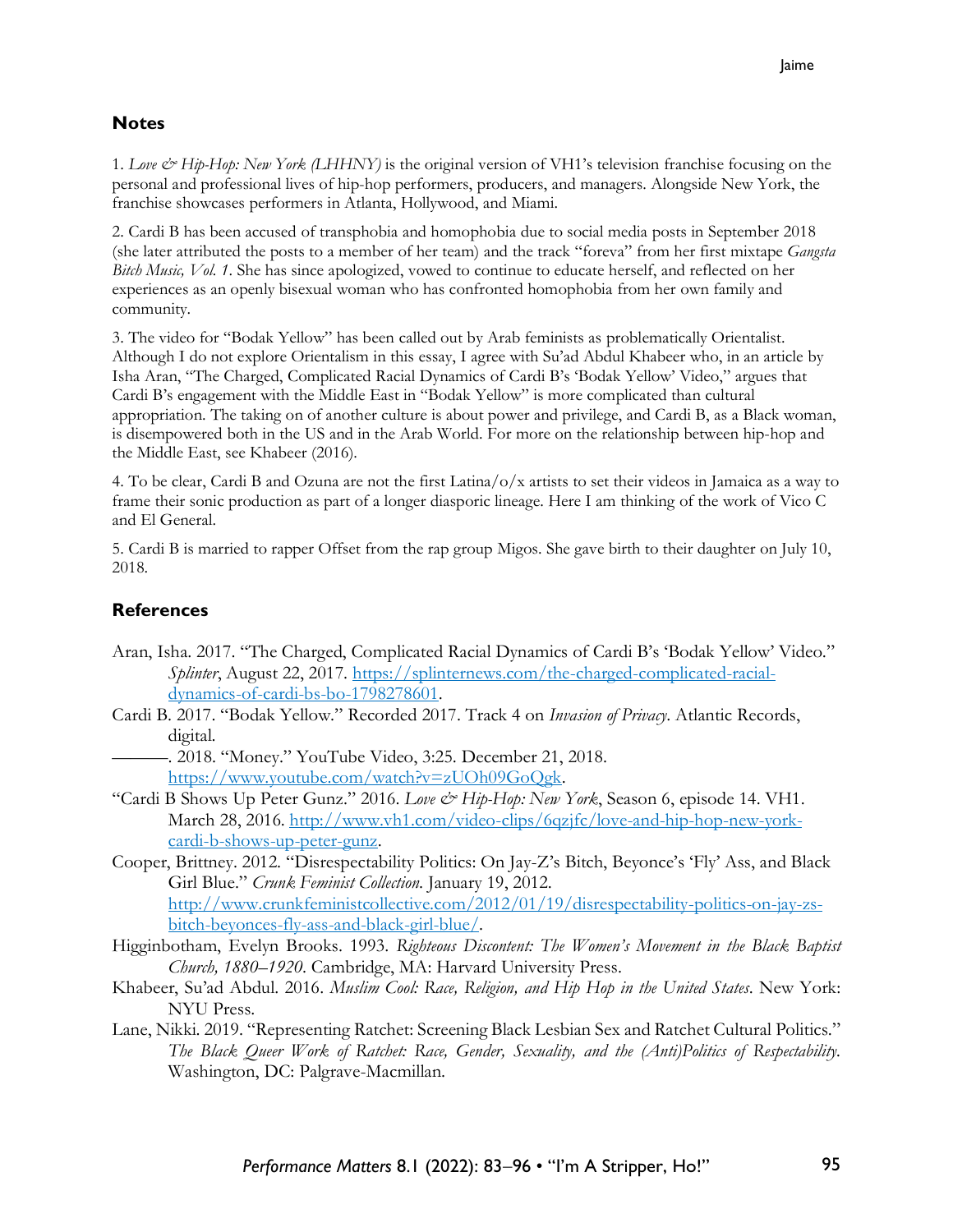## Notes

1. *Love & Hip-Hop: New York (LHHNY)* is the original version of VH1's television franchise focusing on the personal and professional lives of hip-hop performers, producers, and managers. Alongside New York, the franchise showcases performers in Atlanta, Hollywood, and Miami.

2. Cardi B has been accused of transphobia and homophobia due to social media posts in September 2018 (she later attributed the posts to a member of her team) and the track "foreva" from her first mixtape *Gangsta Bitch Music, Vol. 1*. She has since apologized, vowed to continue to educate herself, and reflected on her experiences as an openly bisexual woman who has confronted homophobia from her own family and community.

3. The video for "Bodak Yellow" has been called out by Arab feminists as problematically Orientalist. Although I do not explore Orientalism in this essay, I agree with Su'ad Abdul Khabeer who, in an article by Isha Aran, "The Charged, Complicated Racial Dynamics of Cardi B's 'Bodak Yellow' Video," argues that Cardi B's engagement with the Middle East in "Bodak Yellow" is more complicated than cultural appropriation. The taking on of another culture is about power and privilege, and Cardi B, as a Black woman, is disempowered both in the US and in the Arab World. For more on the relationship between hip-hop and the Middle East, see Khabeer (2016).

4. To be clear, Cardi B and Ozuna are not the first Latina/o/x artists to set their videos in Jamaica as a way to frame their sonic production as part of a longer diasporic lineage. Here I am thinking of the work of Vico C and El General.

5. Cardi B is married to rapper Offset from the rap group Migos. She gave birth to their daughter on July 10, 2018.

## References

Aran, Isha. 2017. "The Charged, Complicated Racial Dynamics of Cardi B's 'Bodak Yellow' Video." *Splinter*, August 22, 2017. https://splinternews.com/the-charged-complicated-racial-dynamics-of-cardi-bs-bo-1798278601.

Cardi B. 2017. "Bodak Yellow." Recorded 2017. Track 4 on *Invasion of Privacy*. Atlantic Records, digital.

———. 2018. "Money." YouTube Video, 3:25. December 21, 2018. https://www.youtube.com/watch?v=zUOh09GoQgk.

"Cardi B Shows Up Peter Gunz." 2016. *Love & Hip-Hop: New York*, Season 6, episode 14. VH1. March 28, 2016. http://www.vh1.com/video-clips/6qzjfc/love-and-hip-hop-new-york-cardi-b-shows-up-peter-gunz.

Cooper, Brittney. 2012. "Disrespectability Politics: On Jay-Z's Bitch, Beyonce's 'Fly' Ass, and Black Girl Blue." *Crunk Feminist Collection*. January 19, 2012. http://www.crunkfeministcollective.com/2012/01/19/disrespectability-politics-on-jay-zs-bitch-beyonces-fly-ass-and-black-girl-blue/.

Higginbotham, Evelyn Brooks. 1993. *Righteous Discontent: The Women's Movement in the Black Baptist Church, 1880–1920*. Cambridge, MA: Harvard University Press.

Khabeer, Su'ad Abdul. 2016. *Muslim Cool: Race, Religion, and Hip Hop in the United States*. New York: NYU Press.

Lane, Nikki. 2019. "Representing Ratchet: Screening Black Lesbian Sex and Ratchet Cultural Politics." *The Black Queer Work of Ratchet: Race, Gender, Sexuality, and the (Anti)Politics of Respectability*. Washington, DC: Palgrave-Macmillan.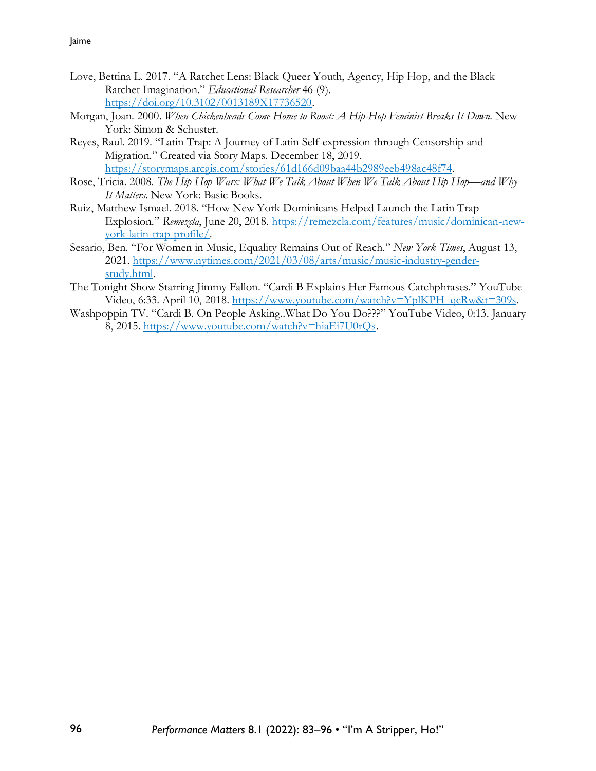Love, Bettina L. 2017. "A Ratchet Lens: Black Queer Youth, Agency, Hip Hop, and the Black Ratchet Imagination." *Educational Researcher* 46 (9). https://doi.org/10.3102/0013189X17736520.

Morgan, Joan. 2000. *When Chickenheads Come Home to Roost: A Hip-Hop Feminist Breaks It Down*. New York: Simon & Schuster.

Reyes, Raul. 2019. "Latin Trap: A Journey of Latin Self-expression through Censorship and Migration." Created via Story Maps. December 18, 2019. https://storymaps.arcgis.com/stories/61d166d09baa44b2989eeb498ac48f74.

Rose, Tricia. 2008. *The Hip Hop Wars: What We Talk About When We Talk About Hip Hop—and Why It Matters*. New York: Basic Books.

Ruiz, Matthew Ismael. 2018. "How New York Dominicans Helped Launch the Latin Trap Explosion." *Remezcla*, June 20, 2018. https://remezcla.com/features/music/dominican-new-york-latin-trap-profile/.

Sesario, Ben. "For Women in Music, Equality Remains Out of Reach." *New York Times*, August 13, 2021. https://www.nytimes.com/2021/03/08/arts/music/music-industry-gender-study.html.

The Tonight Show Starring Jimmy Fallon. "Cardi B Explains Her Famous Catchphrases." YouTube Video, 6:33. April 10, 2018. https://www.youtube.com/watch?v=YplKPH_qcRw&t=309s.

Washpoppin TV. "Cardi B. On People Asking..What Do You Do???" YouTube Video, 0:13. January 8, 2015. https://www.youtube.com/watch?v=hiaEi7U0rQs.